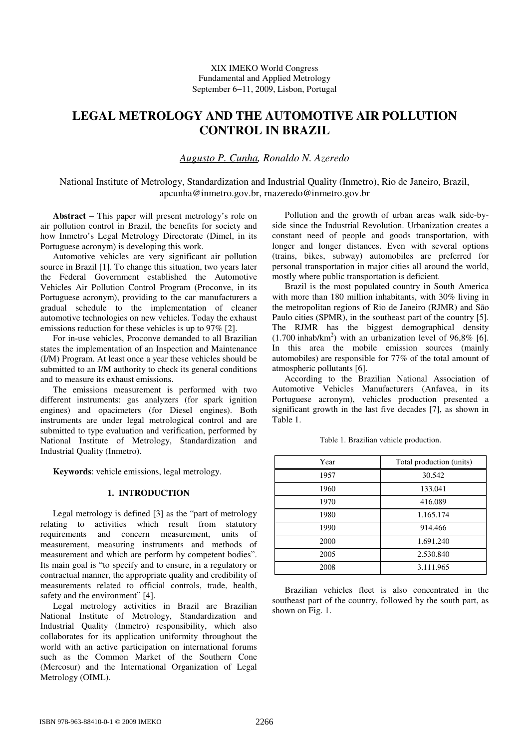XIX IMEKO World Congress
Fundamental and Applied Metrology
September 6−11, 2009, Lisbon, Portugal

# LEGAL METROLOGY AND THE AUTOMOTIVE AIR POLLUTION CONTROL IN BRAZIL

*Augusto P. Cunha, Ronaldo N. Azeredo*

National Institute of Metrology, Standardization and Industrial Quality (Inmetro), Rio de Janeiro, Brazil, apcunha@inmetro.gov.br, rnazeredo@inmetro.gov.br

**Abstract** − This paper will present metrology's role on air pollution control in Brazil, the benefits for society and how Inmetro's Legal Metrology Directorate (Dimel, in its Portuguese acronym) is developing this work.

Automotive vehicles are very significant air pollution source in Brazil [1]. To change this situation, two years later the Federal Government established the Automotive Vehicles Air Pollution Control Program (Proconve, in its Portuguese acronym), providing to the car manufacturers a gradual schedule to the implementation of cleaner automotive technologies on new vehicles. Today the exhaust emissions reduction for these vehicles is up to 97% [2].

For in-use vehicles, Proconve demanded to all Brazilian states the implementation of an Inspection and Maintenance (I/M) Program. At least once a year these vehicles should be submitted to an I/M authority to check its general conditions and to measure its exhaust emissions.

The emissions measurement is performed with two different instruments: gas analyzers (for spark ignition engines) and opacimeters (for Diesel engines). Both instruments are under legal metrological control and are submitted to type evaluation and verification, performed by National Institute of Metrology, Standardization and Industrial Quality (Inmetro).

**Keywords**: vehicle emissions, legal metrology.

## 1. INTRODUCTION

Legal metrology is defined [3] as the "part of metrology relating to activities which result from statutory requirements and concern measurement, units of measurement, measuring instruments and methods of measurement and which are perform by competent bodies". Its main goal is "to specify and to ensure, in a regulatory or contractual manner, the appropriate quality and credibility of measurements related to official controls, trade, health, safety and the environment" [4].

Legal metrology activities in Brazil are Brazilian National Institute of Metrology, Standardization and Industrial Quality (Inmetro) responsibility, which also collaborates for its application uniformity throughout the world with an active participation on international forums such as the Common Market of the Southern Cone (Mercosur) and the International Organization of Legal Metrology (OIML).

Pollution and the growth of urban areas walk side-by-side since the Industrial Revolution. Urbanization creates a constant need of people and goods transportation, with longer and longer distances. Even with several options (trains, bikes, subway) automobiles are preferred for personal transportation in major cities all around the world, mostly where public transportation is deficient.

Brazil is the most populated country in South America with more than 180 million inhabitants, with 30% living in the metropolitan regions of Rio de Janeiro (RJMR) and São Paulo cities (SPMR), in the southeast part of the country [5]. The RJMR has the biggest demographical density (1.700 inhab/km$^2$) with an urbanization level of 96,8% [6]. In this area the mobile emission sources (mainly automobiles) are responsible for 77% of the total amount of atmospheric pollutants [6].

According to the Brazilian National Association of Automotive Vehicles Manufacturers (Anfavea, in its Portuguese acronym), vehicles production presented a significant growth in the last five decades [7], as shown in Table 1.

Table 1. Brazilian vehicle production.

| Year | Total production (units) |
|---|---|
| 1957 | 30.542 |
| 1960 | 133.041 |
| 1970 | 416.089 |
| 1980 | 1.165.174 |
| 1990 | 914.466 |
| 2000 | 1.691.240 |
| 2005 | 2.530.840 |
| 2008 | 3.111.965 |

Brazilian vehicles fleet is also concentrated in the southeast part of the country, followed by the south part, as shown on Fig. 1.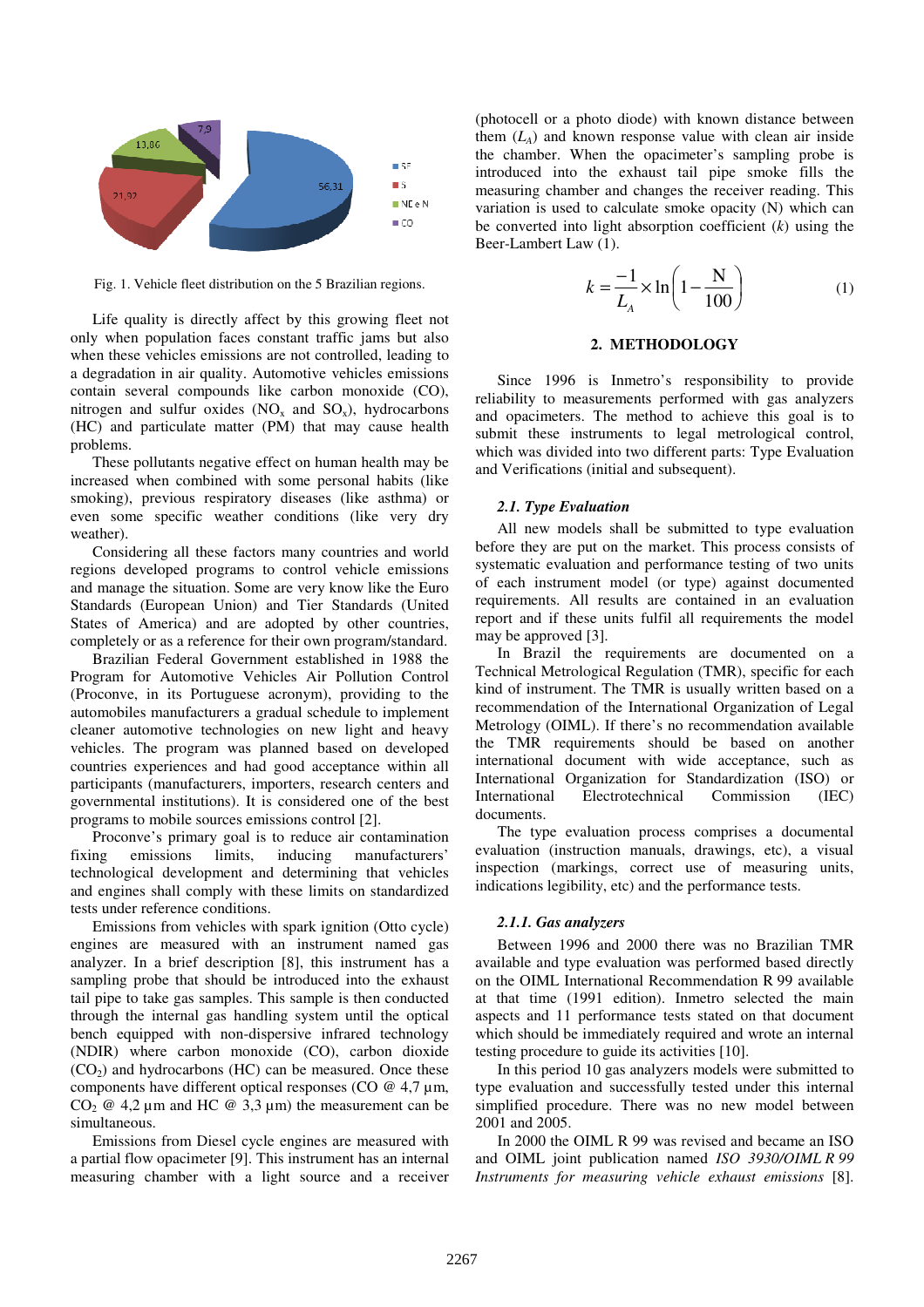Fig. 1. Vehicle fleet distribution on the 5 Brazilian regions.

Life quality is directly affect by this growing fleet not only when population faces constant traffic jams but also when these vehicles emissions are not controlled, leading to a degradation in air quality. Automotive vehicles emissions contain several compounds like carbon monoxide (CO), nitrogen and sulfur oxides ($NO_x$ and $SO_x$), hydrocarbons (HC) and particulate matter (PM) that may cause health problems.

These pollutants negative effect on human health may be increased when combined with some personal habits (like smoking), previous respiratory diseases (like asthma) or even some specific weather conditions (like very dry weather).

Considering all these factors many countries and world regions developed programs to control vehicle emissions and manage the situation. Some are very know like the Euro Standards (European Union) and Tier Standards (United States of America) and are adopted by other countries, completely or as a reference for their own program/standard.

Brazilian Federal Government established in 1988 the Program for Automotive Vehicles Air Pollution Control (Proconve, in its Portuguese acronym), providing to the automobiles manufacturers a gradual schedule to implement cleaner automotive technologies on new light and heavy vehicles. The program was planned based on developed countries experiences and had good acceptance within all participants (manufacturers, importers, research centers and governmental institutions). It is considered one of the best programs to mobile sources emissions control [2].

Proconve's primary goal is to reduce air contamination fixing emissions limits, inducing manufacturers' technological development and determining that vehicles and engines shall comply with these limits on standardized tests under reference conditions.

Emissions from vehicles with spark ignition (Otto cycle) engines are measured with an instrument named gas analyzer. In a brief description [8], this instrument has a sampling probe that should be introduced into the exhaust tail pipe to take gas samples. This sample is then conducted through the internal gas handling system until the optical bench equipped with non-dispersive infrared technology (NDIR) where carbon monoxide (CO), carbon dioxide ($CO_2$) and hydrocarbons (HC) can be measured. Once these components have different optical responses (CO @ 4,7 µm, $CO_2$ @ 4,2 µm and HC @ 3,3 µm) the measurement can be simultaneous.

Emissions from Diesel cycle engines are measured with a partial flow opacimeter [9]. This instrument has an internal measuring chamber with a light source and a receiver (photocell or a photo diode) with known distance between them ($L_A$) and known response value with clean air inside the chamber. When the opacimeter's sampling probe is introduced into the exhaust tail pipe smoke fills the measuring chamber and changes the receiver reading. This variation is used to calculate smoke opacity (N) which can be converted into light absorption coefficient ($k$) using the Beer-Lambert Law (1).

$$k = \frac{-1}{L_A} \times \ln\left(1 - \frac{N}{100}\right) \qquad (1)$$

## 2. METHODOLOGY

Since 1996 is Inmetro's responsibility to provide reliability to measurements performed with gas analyzers and opacimeters. The method to achieve this goal is to submit these instruments to legal metrological control, which was divided into two different parts: Type Evaluation and Verifications (initial and subsequent).

### *2.1. Type Evaluation*

All new models shall be submitted to type evaluation before they are put on the market. This process consists of systematic evaluation and performance testing of two units of each instrument model (or type) against documented requirements. All results are contained in an evaluation report and if these units fulfil all requirements the model may be approved [3].

In Brazil the requirements are documented on a Technical Metrological Regulation (TMR), specific for each kind of instrument. The TMR is usually written based on a recommendation of the International Organization of Legal Metrology (OIML). If there's no recommendation available the TMR requirements should be based on another international document with wide acceptance, such as International Organization for Standardization (ISO) or International Electrotechnical Commission (IEC) documents.

The type evaluation process comprises a documental evaluation (instruction manuals, drawings, etc), a visual inspection (markings, correct use of measuring units, indications legibility, etc) and the performance tests.

#### *2.1.1. Gas analyzers*

Between 1996 and 2000 there was no Brazilian TMR available and type evaluation was performed based directly on the OIML International Recommendation R 99 available at that time (1991 edition). Inmetro selected the main aspects and 11 performance tests stated on that document which should be immediately required and wrote an internal testing procedure to guide its activities [10].

In this period 10 gas analyzers models were submitted to type evaluation and successfully tested under this internal simplified procedure. There was no new model between 2001 and 2005.

In 2000 the OIML R 99 was revised and became an ISO and OIML joint publication named *ISO 3930/OIML R 99 Instruments for measuring vehicle exhaust emissions* [8].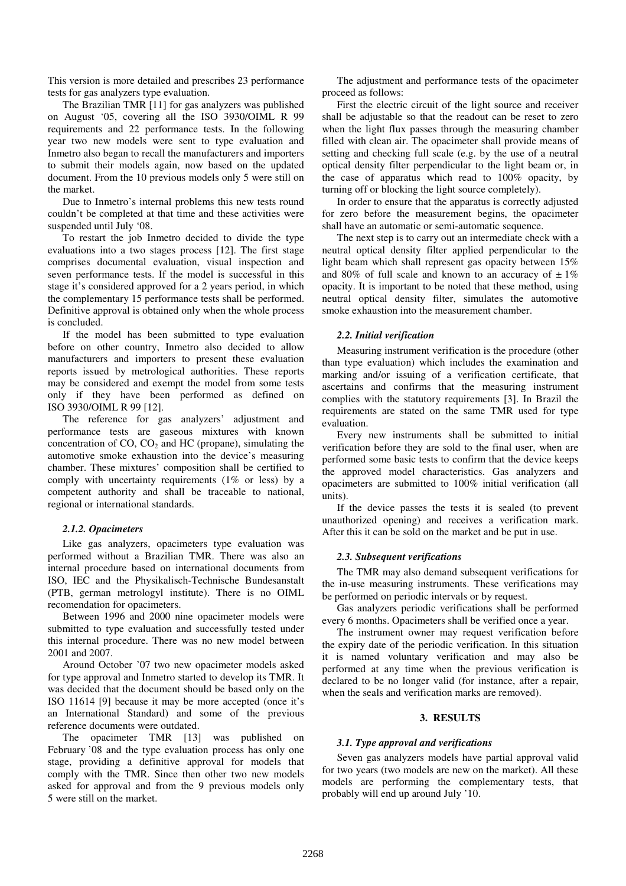This version is more detailed and prescribes 23 performance tests for gas analyzers type evaluation.

The Brazilian TMR [11] for gas analyzers was published on August '05, covering all the ISO 3930/OIML R 99 requirements and 22 performance tests. In the following year two new models were sent to type evaluation and Inmetro also began to recall the manufacturers and importers to submit their models again, now based on the updated document. From the 10 previous models only 5 were still on the market.

Due to Inmetro's internal problems this new tests round couldn't be completed at that time and these activities were suspended until July '08.

To restart the job Inmetro decided to divide the type evaluations into a two stages process [12]. The first stage comprises documental evaluation, visual inspection and seven performance tests. If the model is successful in this stage it's considered approved for a 2 years period, in which the complementary 15 performance tests shall be performed. Definitive approval is obtained only when the whole process is concluded.

If the model has been submitted to type evaluation before on other country, Inmetro also decided to allow manufacturers and importers to present these evaluation reports issued by metrological authorities. These reports may be considered and exempt the model from some tests only if they have been performed as defined on ISO 3930/OIML R 99 [12].

The reference for gas analyzers' adjustment and performance tests are gaseous mixtures with known concentration of CO, $CO_2$ and HC (propane), simulating the automotive smoke exhaustion into the device's measuring chamber. These mixtures' composition shall be certified to comply with uncertainty requirements (1% or less) by a competent authority and shall be traceable to national, regional or international standards.

### *2.1.2. Opacimeters*

Like gas analyzers, opacimeters type evaluation was performed without a Brazilian TMR. There was also an internal procedure based on international documents from ISO, IEC and the Physikalisch-Technische Bundesanstalt (PTB, german metrologyl institute). There is no OIML recomendation for opacimeters.

Between 1996 and 2000 nine opacimeter models were submitted to type evaluation and successfully tested under this internal procedure. There was no new model between 2001 and 2007.

Around October '07 two new opacimeter models asked for type approval and Inmetro started to develop its TMR. It was decided that the document should be based only on the ISO 11614 [9] because it may be more accepted (once it's an International Standard) and some of the previous reference documents were outdated.

The opacimeter TMR [13] was published on February '08 and the type evaluation process has only one stage, providing a definitive approval for models that comply with the TMR. Since then other two new models asked for approval and from the 9 previous models only 5 were still on the market.

The adjustment and performance tests of the opacimeter proceed as follows:

First the electric circuit of the light source and receiver shall be adjustable so that the readout can be reset to zero when the light flux passes through the measuring chamber filled with clean air. The opacimeter shall provide means of setting and checking full scale (e.g. by the use of a neutral optical density filter perpendicular to the light beam or, in the case of apparatus which read to 100% opacity, by turning off or blocking the light source completely).

In order to ensure that the apparatus is correctly adjusted for zero before the measurement begins, the opacimeter shall have an automatic or semi-automatic sequence.

The next step is to carry out an intermediate check with a neutral optical density filter applied perpendicular to the light beam which shall represent gas opacity between 15% and 80% of full scale and known to an accuracy of $\pm$ 1% opacity. It is important to be noted that these method, using neutral optical density filter, simulates the automotive smoke exhaustion into the measurement chamber.

### *2.2. Initial verification*

Measuring instrument verification is the procedure (other than type evaluation) which includes the examination and marking and/or issuing of a verification certificate, that ascertains and confirms that the measuring instrument complies with the statutory requirements [3]. In Brazil the requirements are stated on the same TMR used for type evaluation.

Every new instruments shall be submitted to initial verification before they are sold to the final user, when are performed some basic tests to confirm that the device keeps the approved model characteristics. Gas analyzers and opacimeters are submitted to 100% initial verification (all units).

If the device passes the tests it is sealed (to prevent unauthorized opening) and receives a verification mark. After this it can be sold on the market and be put in use.

### *2.3. Subsequent verifications*

The TMR may also demand subsequent verifications for the in-use measuring instruments. These verifications may be performed on periodic intervals or by request.

Gas analyzers periodic verifications shall be performed every 6 months. Opacimeters shall be verified once a year.

The instrument owner may request verification before the expiry date of the periodic verification. In this situation it is named voluntary verification and may also be performed at any time when the previous verification is declared to be no longer valid (for instance, after a repair, when the seals and verification marks are removed).

## 3. RESULTS

### *3.1. Type approval and verifications*

Seven gas analyzers models have partial approval valid for two years (two models are new on the market). All these models are performing the complementary tests, that probably will end up around July '10.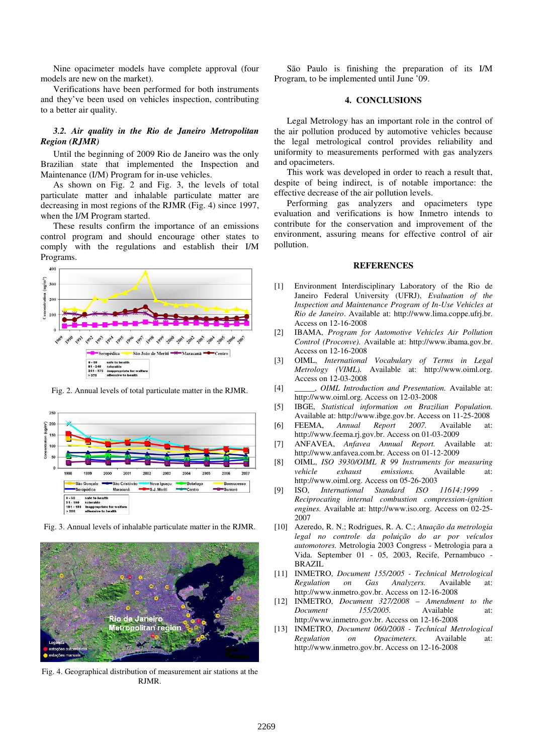Nine opacimeter models have complete approval (four models are new on the market).

Verifications have been performed for both instruments and they've been used on vehicles inspection, contributing to a better air quality.

### *3.2. Air quality in the Rio de Janeiro Metropolitan Region (RJMR)*

Until the beginning of 2009 Rio de Janeiro was the only Brazilian state that implemented the Inspection and Maintenance (I/M) Program for in-use vehicles.

As shown on Fig. 2 and Fig. 3, the levels of total particulate matter and inhalable particulate matter are decreasing in most regions of the RJMR (Fig. 4) since 1997, when the I/M Program started.

These results confirm the importance of an emissions control program and should encourage other states to comply with the regulations and establish their I/M Programs.

Concentration (ug/m³)
400
300
200
100
0
1989 1990 1991 1992 1993 1994 1995 1996 1997 1998 1999 2000 2001 2002 2003 2004 2005 2006 2007
Seropédica
São João de Meriti
Maracanã
Centro
0 - 80 safe to health
81 - 240 tolerable
241 - 375 inappropriate for welfare
> 375 offensive to health

Fig. 2. Annual levels of total particulate matter in the RJMR.

Concentration (ug/m³)
250
200
150
100
50
0
1998 1999 2000 2001 2002 2003 2004 2005 2006 2007
São Gonçalo
São Cristóvão
Nova Iguaçu
Botafogo
Bonsucesso
Seropédica
Maracanã
S.J. Meriti
Centro
Sumaré
0 - 50 safe to health
51 - 100 tolerable
101 - 199 inappropriate for welfare
> 200 offensive to health

Fig. 3. Annual levels of inhalable particulate matter in the RJMR.

Rio de Janeiro Metropolitan region
Legenda
estações automáticas
estações manuais

Fig. 4. Geographical distribution of measurement air stations at the RJMR.

São Paulo is finishing the preparation of its I/M Program, to be implemented until June '09.

## 4. CONCLUSIONS

Legal Metrology has an important role in the control of the air pollution produced by automotive vehicles because the legal metrological control provides reliability and uniformity to measurements performed with gas analyzers and opacimeters.

This work was developed in order to reach a result that, despite of being indirect, is of notable importance: the effective decrease of the air pollution levels.

Performing gas analyzers and opacimeters type evaluation and verifications is how Inmetro intends to contribute for the conservation and improvement of the environment, assuring means for effective control of air pollution.

## REFERENCES

[1] Environment Interdisciplinary Laboratory of the Rio de Janeiro Federal University (UFRJ), *Evaluation of the Inspection and Maintenance Program of In-Use Vehicles at Rio de Janeiro*. Available at: http://www.lima.coppe.ufrj.br. Access on 12-16-2008

[2] IBAMA, *Program for Automotive Vehicles Air Pollution Control (Proconve).* Available at: http://www.ibama.gov.br. Access on 12-16-2008

[3] OIML, *International Vocabulary of Terms in Legal Metrology (VIML).* Available at: http://www.oiml.org. Access on 12-03-2008

[4] _____, *OIML Introduction and Presentation.* Available at: http://www.oiml.org. Access on 12-03-2008

[5] IBGE, *Statistical information on Brazilian Population.* Available at: http://www.ibge.gov.br. Access on 11-25-2008

[6] FEEMA, *Annual Report 2007.* Available at: http://www.feema.rj.gov.br. Access on 01-03-2009

[7] ANFAVEA, *Anfavea Annual Report.* Available at: http://www.anfavea.com.br. Access on 01-12-2009

[8] OIML, *ISO 3930/OIML R 99 Instruments for measuring vehicle exhaust emissions.* Available at: http://www.oiml.org. Access on 05-26-2003

[9] ISO, *International Standard ISO 11614:1999 - Reciprocating internal combustion compression-ignition engines.* Available at: http://www.iso.org. Access on 02-25-2007

[10] Azeredo, R. N.; Rodrigues, R. A. C.; *Atuação da metrologia legal no controle da poluição do ar por veículos automotores.* Metrologia 2003 Congress - Metrologia para a Vida. September 01 - 05, 2003, Recife, Pernambuco - BRAZIL

[11] INMETRO, *Document 155/2005 - Technical Metrological Regulation on Gas Analyzers.* Available at: http://www.inmetro.gov.br. Access on 12-16-2008

[12] INMETRO, *Document 327/2008 – Amendment to the Document 155/2005.* Available at: http://www.inmetro.gov.br. Access on 12-16-2008

[13] INMETRO, *Document 060/2008 - Technical Metrological Regulation on Opacimeters.* Available at: http://www.inmetro.gov.br. Access on 12-16-2008